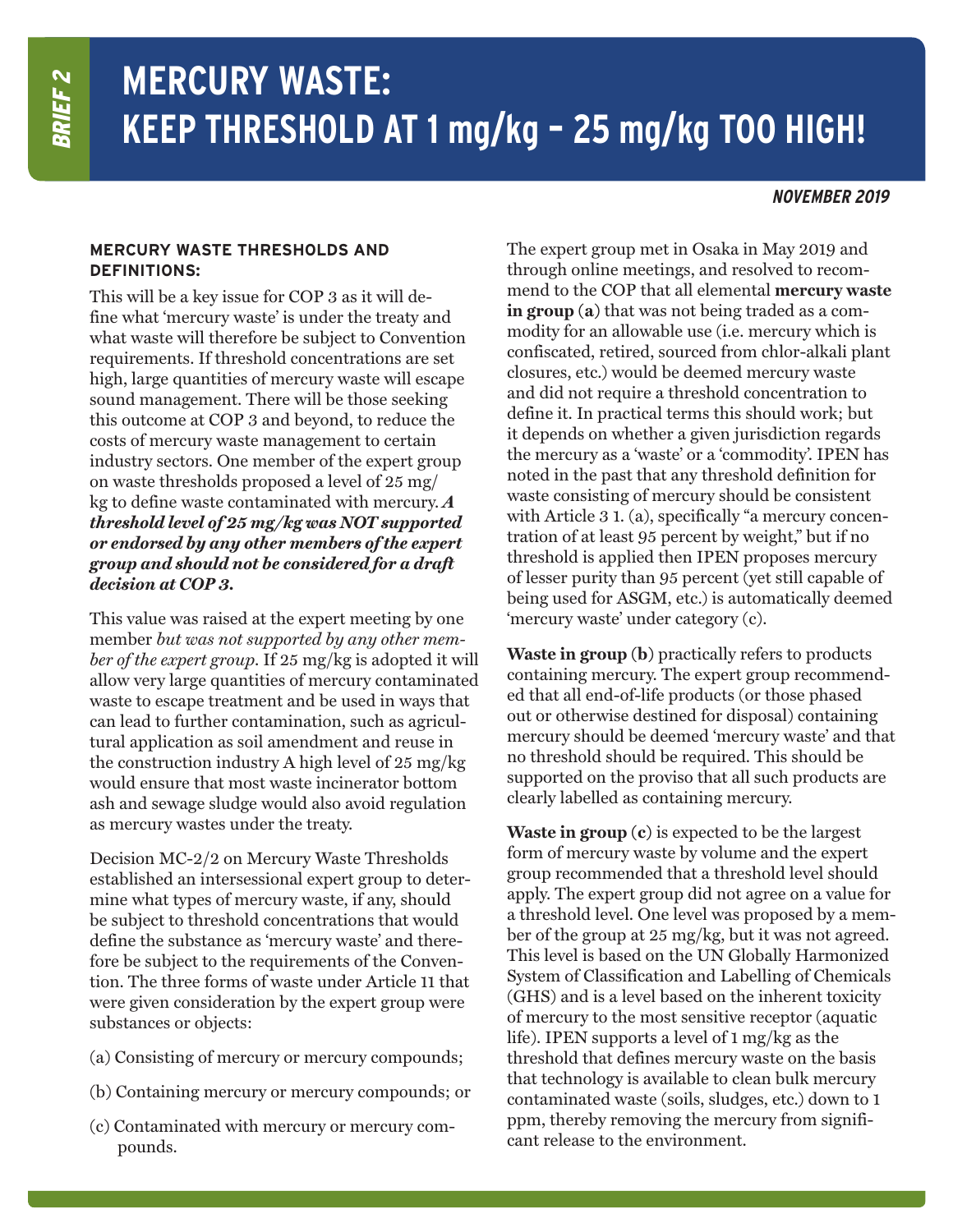BRIEF 2

# MERCURY WASTE: KEEP THRESHOLD AT 1 mg/kg – 25 mg/kg TOO HIGH!

*NOVEMBER 2019*

### MERCURY WASTE THRESHOLDS AND DEFINITIONS:

This will be a key issue for COP 3 as it will define what 'mercury waste' is under the treaty and what waste will therefore be subject to Convention requirements. If threshold concentrations are set high, large quantities of mercury waste will escape sound management. There will be those seeking this outcome at COP 3 and beyond, to reduce the costs of mercury waste management to certain industry sectors. One member of the expert group on waste thresholds proposed a level of 25 mg/kg to define waste contaminated with mercury. ***A threshold level of 25 mg/kg was NOT supported or endorsed by any other members of the expert group and should not be considered for a draft decision at COP 3.***

This value was raised at the expert meeting by one member *but was not supported by any other member of the expert group*. If 25 mg/kg is adopted it will allow very large quantities of mercury contaminated waste to escape treatment and be used in ways that can lead to further contamination, such as agricultural application as soil amendment and reuse in the construction industry A high level of 25 mg/kg would ensure that most waste incinerator bottom ash and sewage sludge would also avoid regulation as mercury wastes under the treaty.

Decision MC-2/2 on Mercury Waste Thresholds established an intersessional expert group to determine what types of mercury waste, if any, should be subject to threshold concentrations that would define the substance as 'mercury waste' and therefore be subject to the requirements of the Convention. The three forms of waste under Article 11 that were given consideration by the expert group were substances or objects:

(a) Consisting of mercury or mercury compounds;

(b) Containing mercury or mercury compounds; or

(c) Contaminated with mercury or mercury compounds.

The expert group met in Osaka in May 2019 and through online meetings, and resolved to recommend to the COP that all elemental **mercury waste in group (a)** that was not being traded as a commodity for an allowable use (i.e. mercury which is confiscated, retired, sourced from chlor-alkali plant closures, etc.) would be deemed mercury waste and did not require a threshold concentration to define it. In practical terms this should work; but it depends on whether a given jurisdiction regards the mercury as a 'waste' or a 'commodity'. IPEN has noted in the past that any threshold definition for waste consisting of mercury should be consistent with Article 3 1. (a), specifically "a mercury concentration of at least 95 percent by weight," but if no threshold is applied then IPEN proposes mercury of lesser purity than 95 percent (yet still capable of being used for ASGM, etc.) is automatically deemed 'mercury waste' under category (c).

**Waste in group (b)** practically refers to products containing mercury. The expert group recommended that all end-of-life products (or those phased out or otherwise destined for disposal) containing mercury should be deemed 'mercury waste' and that no threshold should be required. This should be supported on the proviso that all such products are clearly labelled as containing mercury.

**Waste in group (c)** is expected to be the largest form of mercury waste by volume and the expert group recommended that a threshold level should apply. The expert group did not agree on a value for a threshold level. One level was proposed by a member of the group at 25 mg/kg, but it was not agreed. This level is based on the UN Globally Harmonized System of Classification and Labelling of Chemicals (GHS) and is a level based on the inherent toxicity of mercury to the most sensitive receptor (aquatic life). IPEN supports a level of 1 mg/kg as the threshold that defines mercury waste on the basis that technology is available to clean bulk mercury contaminated waste (soils, sludges, etc.) down to 1 ppm, thereby removing the mercury from significant release to the environment.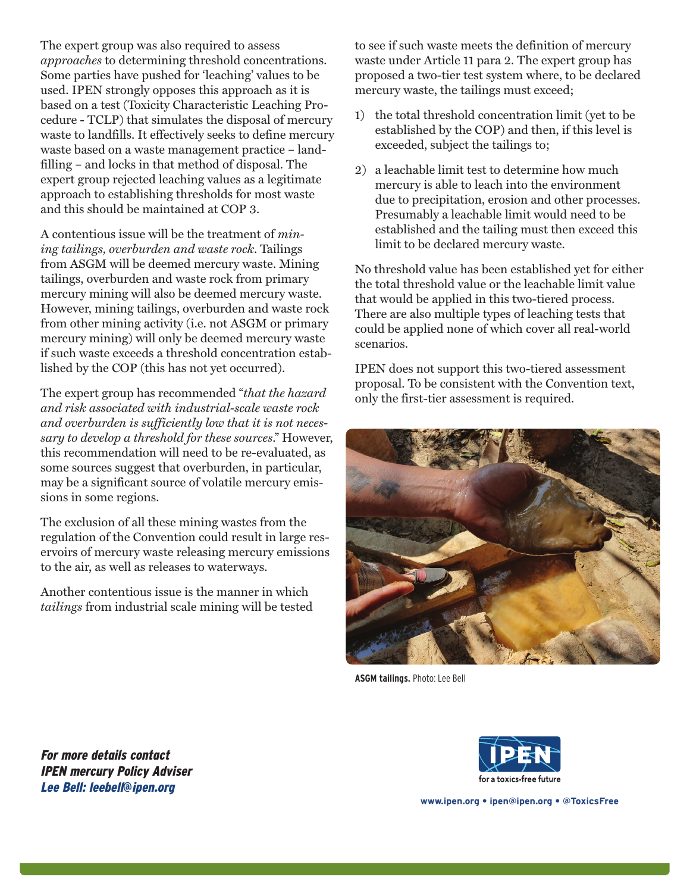The expert group was also required to assess *approaches* to determining threshold concentrations. Some parties have pushed for 'leaching' values to be used. IPEN strongly opposes this approach as it is based on a test (Toxicity Characteristic Leaching Procedure - TCLP) that simulates the disposal of mercury waste to landfills. It effectively seeks to define mercury waste based on a waste management practice – landfilling – and locks in that method of disposal. The expert group rejected leaching values as a legitimate approach to establishing thresholds for most waste and this should be maintained at COP 3.

A contentious issue will be the treatment of *mining tailings, overburden and waste rock*. Tailings from ASGM will be deemed mercury waste. Mining tailings, overburden and waste rock from primary mercury mining will also be deemed mercury waste. However, mining tailings, overburden and waste rock from other mining activity (i.e. not ASGM or primary mercury mining) will only be deemed mercury waste if such waste exceeds a threshold concentration established by the COP (this has not yet occurred).

The expert group has recommended "*that the hazard and risk associated with industrial-scale waste rock and overburden is sufficiently low that it is not necessary to develop a threshold for these sources.*" However, this recommendation will need to be re-evaluated, as some sources suggest that overburden, in particular, may be a significant source of volatile mercury emissions in some regions.

The exclusion of all these mining wastes from the regulation of the Convention could result in large reservoirs of mercury waste releasing mercury emissions to the air, as well as releases to waterways.

Another contentious issue is the manner in which *tailings* from industrial scale mining will be tested to see if such waste meets the definition of mercury waste under Article 11 para 2. The expert group has proposed a two-tier test system where, to be declared mercury waste, the tailings must exceed;

1) the total threshold concentration limit (yet to be established by the COP) and then, if this level is exceeded, subject the tailings to;
2) a leachable limit test to determine how much mercury is able to leach into the environment due to precipitation, erosion and other processes. Presumably a leachable limit would need to be established and the tailing must then exceed this limit to be declared mercury waste.

No threshold value has been established yet for either the total threshold value or the leachable limit value that would be applied in this two-tiered process. There are also multiple types of leaching tests that could be applied none of which cover all real-world scenarios.

IPEN does not support this two-tiered assessment proposal. To be consistent with the Convention text, only the first-tier assessment is required.

**ASGM tailings.** Photo: Lee Bell

***For more details contact***
***IPEN mercury Policy Adviser***
***Lee Bell: leebell@ipen.org***

IPEN
for a toxics-free future

**www.ipen.org • ipen@ipen.org • @ToxicsFree**